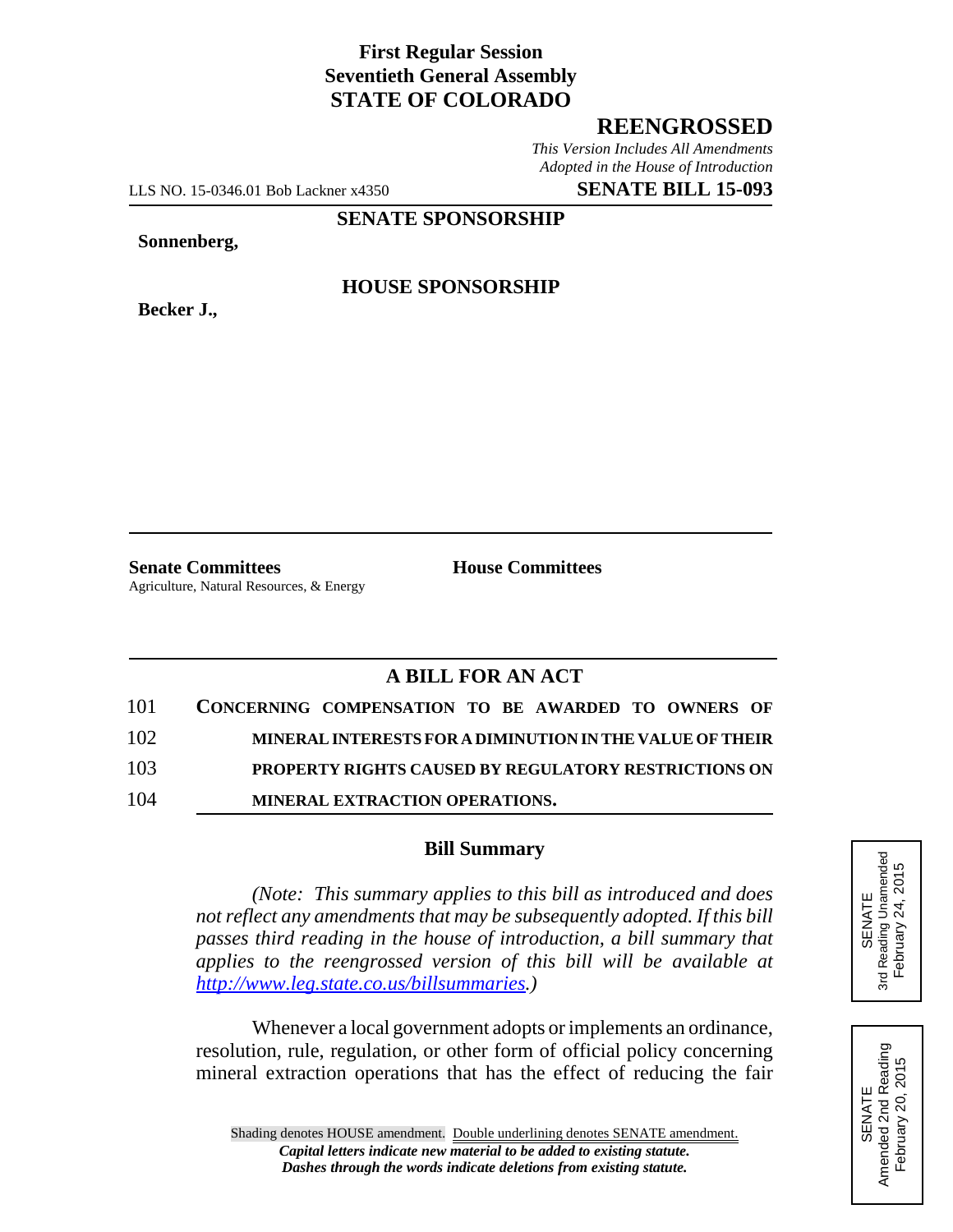**First Regular Session**
**Seventieth General Assembly**
**STATE OF COLORADO**

# REENGROSSED

*This Version Includes All Amendments Adopted in the House of Introduction*

LLS NO. 15-0346.01 Bob Lackner x4350 **SENATE BILL 15-093**

**SENATE SPONSORSHIP**

**Sonnenberg,**

**HOUSE SPONSORSHIP**

**Becker J.,**

**Senate Committees**
Agriculture, Natural Resources, & Energy

**House Committees**

## A BILL FOR AN ACT

101 **CONCERNING COMPENSATION TO BE AWARDED TO OWNERS OF**
102 **MINERAL INTERESTS FOR A DIMINUTION IN THE VALUE OF THEIR**
103 **PROPERTY RIGHTS CAUSED BY REGULATORY RESTRICTIONS ON**
104 **MINERAL EXTRACTION OPERATIONS.**

### Bill Summary

*(Note: This summary applies to this bill as introduced and does not reflect any amendments that may be subsequently adopted. If this bill passes third reading in the house of introduction, a bill summary that applies to the reengrossed version of this bill will be available at http://www.leg.state.co.us/billsummaries.)*

Whenever a local government adopts or implements an ordinance, resolution, rule, regulation, or other form of official policy concerning mineral extraction operations that has the effect of reducing the fair

SENATE
3rd Reading Unamended
February 24, 2015

SENATE
Amended 2nd Reading
February 20, 2015

Shading denotes HOUSE amendment. Double underlining denotes SENATE amendment.
*Capital letters indicate new material to be added to existing statute.*
*Dashes through the words indicate deletions from existing statute.*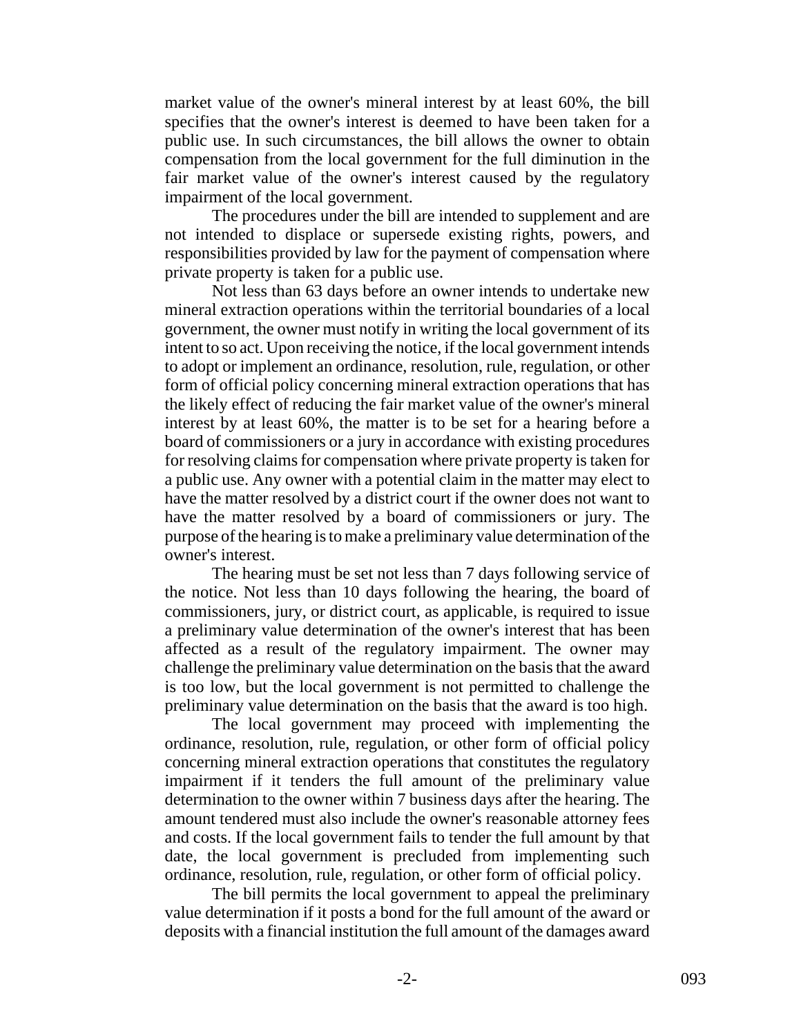market value of the owner's mineral interest by at least 60%, the bill specifies that the owner's interest is deemed to have been taken for a public use. In such circumstances, the bill allows the owner to obtain compensation from the local government for the full diminution in the fair market value of the owner's interest caused by the regulatory impairment of the local government.

The procedures under the bill are intended to supplement and are not intended to displace or supersede existing rights, powers, and responsibilities provided by law for the payment of compensation where private property is taken for a public use.

Not less than 63 days before an owner intends to undertake new mineral extraction operations within the territorial boundaries of a local government, the owner must notify in writing the local government of its intent to so act. Upon receiving the notice, if the local government intends to adopt or implement an ordinance, resolution, rule, regulation, or other form of official policy concerning mineral extraction operations that has the likely effect of reducing the fair market value of the owner's mineral interest by at least 60%, the matter is to be set for a hearing before a board of commissioners or a jury in accordance with existing procedures for resolving claims for compensation where private property is taken for a public use. Any owner with a potential claim in the matter may elect to have the matter resolved by a district court if the owner does not want to have the matter resolved by a board of commissioners or jury. The purpose of the hearing is to make a preliminary value determination of the owner's interest.

The hearing must be set not less than 7 days following service of the notice. Not less than 10 days following the hearing, the board of commissioners, jury, or district court, as applicable, is required to issue a preliminary value determination of the owner's interest that has been affected as a result of the regulatory impairment. The owner may challenge the preliminary value determination on the basis that the award is too low, but the local government is not permitted to challenge the preliminary value determination on the basis that the award is too high.

The local government may proceed with implementing the ordinance, resolution, rule, regulation, or other form of official policy concerning mineral extraction operations that constitutes the regulatory impairment if it tenders the full amount of the preliminary value determination to the owner within 7 business days after the hearing. The amount tendered must also include the owner's reasonable attorney fees and costs. If the local government fails to tender the full amount by that date, the local government is precluded from implementing such ordinance, resolution, rule, regulation, or other form of official policy.

The bill permits the local government to appeal the preliminary value determination if it posts a bond for the full amount of the award or deposits with a financial institution the full amount of the damages award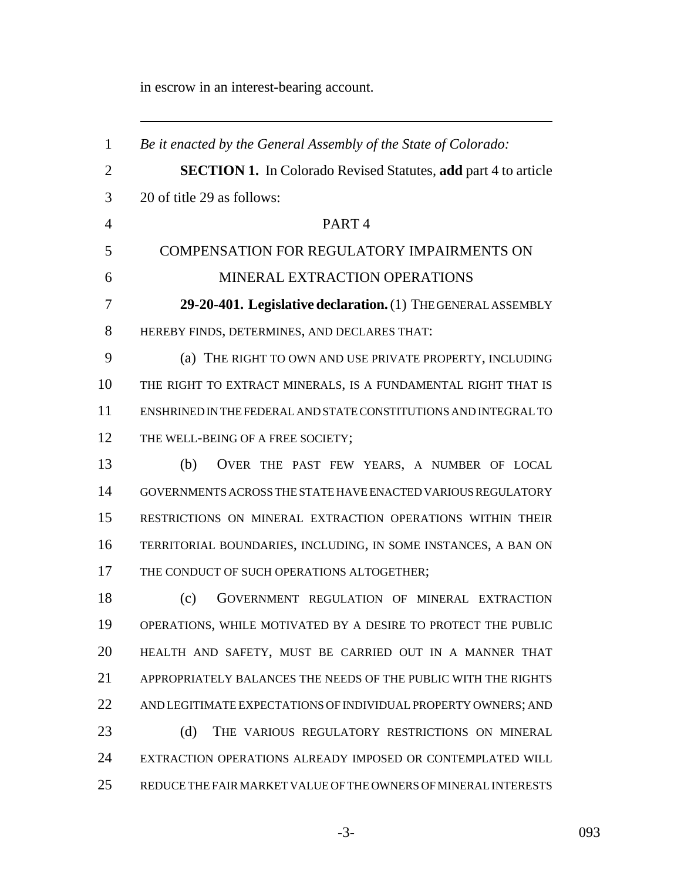in escrow in an interest-bearing account.

---

*Be it enacted by the General Assembly of the State of Colorado:*

**SECTION 1.** In Colorado Revised Statutes, **add** part 4 to article 20 of title 29 as follows:

PART 4

COMPENSATION FOR REGULATORY IMPAIRMENTS ON MINERAL EXTRACTION OPERATIONS

**29-20-401. Legislative declaration.** (1) THE GENERAL ASSEMBLY HEREBY FINDS, DETERMINES, AND DECLARES THAT:

(a) THE RIGHT TO OWN AND USE PRIVATE PROPERTY, INCLUDING THE RIGHT TO EXTRACT MINERALS, IS A FUNDAMENTAL RIGHT THAT IS ENSHRINED IN THE FEDERAL AND STATE CONSTITUTIONS AND INTEGRAL TO THE WELL-BEING OF A FREE SOCIETY;

(b) OVER THE PAST FEW YEARS, A NUMBER OF LOCAL GOVERNMENTS ACROSS THE STATE HAVE ENACTED VARIOUS REGULATORY RESTRICTIONS ON MINERAL EXTRACTION OPERATIONS WITHIN THEIR TERRITORIAL BOUNDARIES, INCLUDING, IN SOME INSTANCES, A BAN ON THE CONDUCT OF SUCH OPERATIONS ALTOGETHER;

(c) GOVERNMENT REGULATION OF MINERAL EXTRACTION OPERATIONS, WHILE MOTIVATED BY A DESIRE TO PROTECT THE PUBLIC HEALTH AND SAFETY, MUST BE CARRIED OUT IN A MANNER THAT APPROPRIATELY BALANCES THE NEEDS OF THE PUBLIC WITH THE RIGHTS AND LEGITIMATE EXPECTATIONS OF INDIVIDUAL PROPERTY OWNERS; AND

(d) THE VARIOUS REGULATORY RESTRICTIONS ON MINERAL EXTRACTION OPERATIONS ALREADY IMPOSED OR CONTEMPLATED WILL REDUCE THE FAIR MARKET VALUE OF THE OWNERS OF MINERAL INTERESTS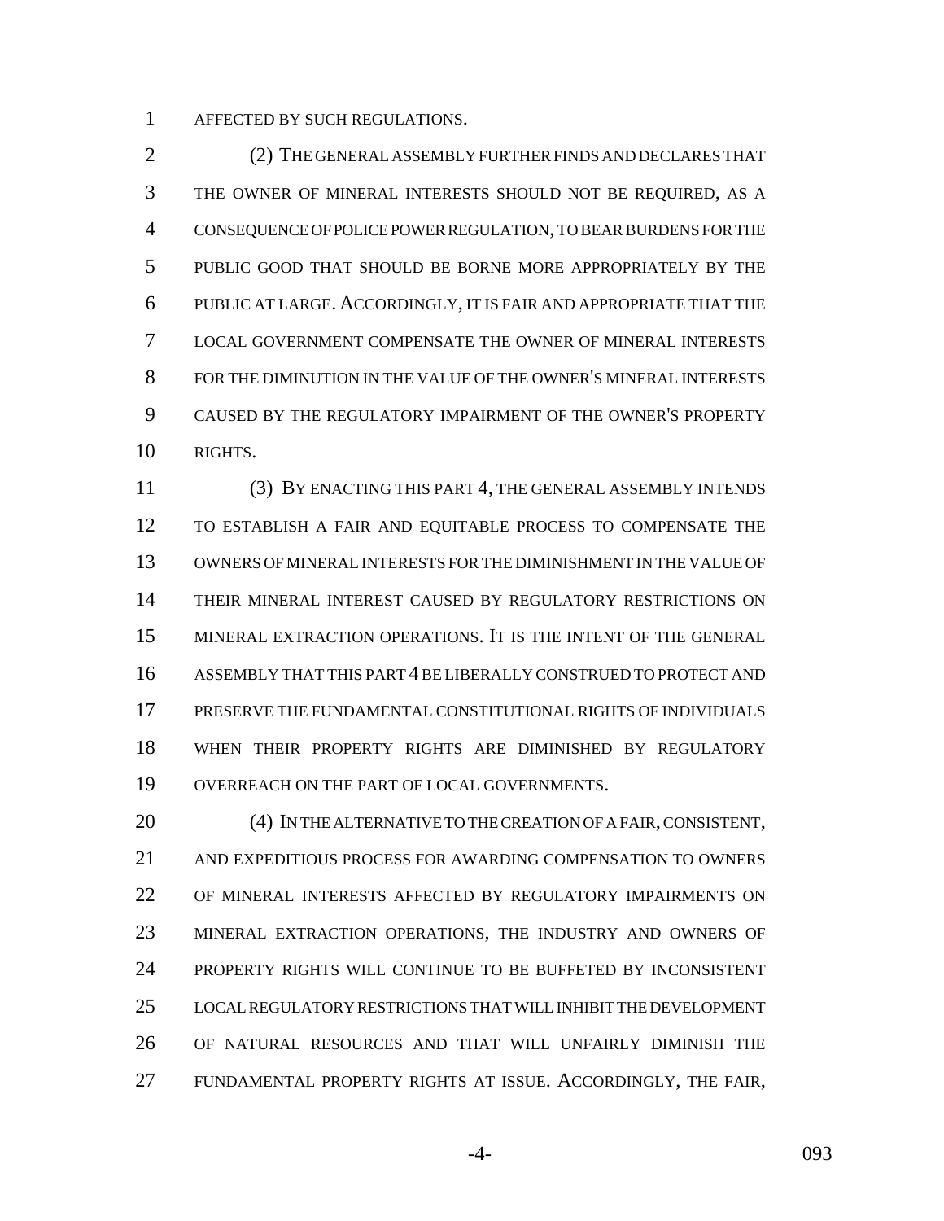AFFECTED BY SUCH REGULATIONS.

(2) THE GENERAL ASSEMBLY FURTHER FINDS AND DECLARES THAT THE OWNER OF MINERAL INTERESTS SHOULD NOT BE REQUIRED, AS A CONSEQUENCE OF POLICE POWER REGULATION, TO BEAR BURDENS FOR THE PUBLIC GOOD THAT SHOULD BE BORNE MORE APPROPRIATELY BY THE PUBLIC AT LARGE. ACCORDINGLY, IT IS FAIR AND APPROPRIATE THAT THE LOCAL GOVERNMENT COMPENSATE THE OWNER OF MINERAL INTERESTS FOR THE DIMINUTION IN THE VALUE OF THE OWNER'S MINERAL INTERESTS CAUSED BY THE REGULATORY IMPAIRMENT OF THE OWNER'S PROPERTY RIGHTS.

(3) BY ENACTING THIS PART 4, THE GENERAL ASSEMBLY INTENDS TO ESTABLISH A FAIR AND EQUITABLE PROCESS TO COMPENSATE THE OWNERS OF MINERAL INTERESTS FOR THE DIMINISHMENT IN THE VALUE OF THEIR MINERAL INTEREST CAUSED BY REGULATORY RESTRICTIONS ON MINERAL EXTRACTION OPERATIONS. IT IS THE INTENT OF THE GENERAL ASSEMBLY THAT THIS PART 4 BE LIBERALLY CONSTRUED TO PROTECT AND PRESERVE THE FUNDAMENTAL CONSTITUTIONAL RIGHTS OF INDIVIDUALS WHEN THEIR PROPERTY RIGHTS ARE DIMINISHED BY REGULATORY OVERREACH ON THE PART OF LOCAL GOVERNMENTS.

(4) IN THE ALTERNATIVE TO THE CREATION OF A FAIR, CONSISTENT, AND EXPEDITIOUS PROCESS FOR AWARDING COMPENSATION TO OWNERS OF MINERAL INTERESTS AFFECTED BY REGULATORY IMPAIRMENTS ON MINERAL EXTRACTION OPERATIONS, THE INDUSTRY AND OWNERS OF PROPERTY RIGHTS WILL CONTINUE TO BE BUFFETED BY INCONSISTENT LOCAL REGULATORY RESTRICTIONS THAT WILL INHIBIT THE DEVELOPMENT OF NATURAL RESOURCES AND THAT WILL UNFAIRLY DIMINISH THE FUNDAMENTAL PROPERTY RIGHTS AT ISSUE. ACCORDINGLY, THE FAIR,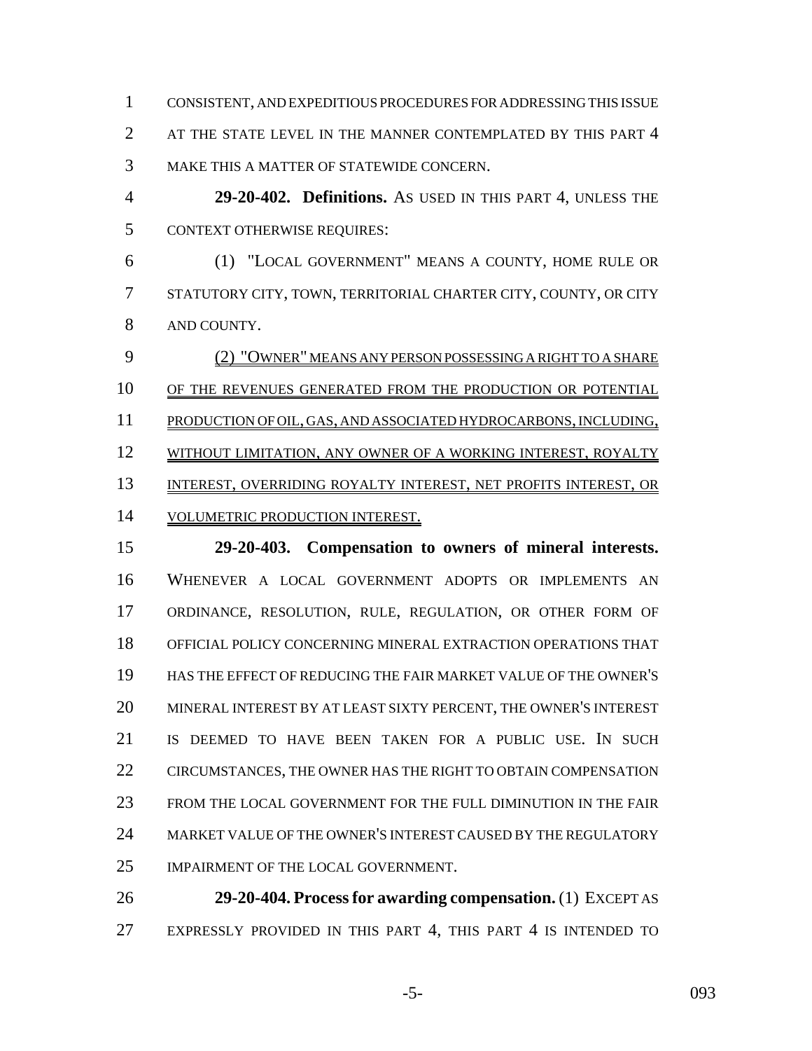CONSISTENT, AND EXPEDITIOUS PROCEDURES FOR ADDRESSING THIS ISSUE AT THE STATE LEVEL IN THE MANNER CONTEMPLATED BY THIS PART 4 MAKE THIS A MATTER OF STATEWIDE CONCERN.

**29-20-402. Definitions.** AS USED IN THIS PART 4, UNLESS THE CONTEXT OTHERWISE REQUIRES:

(1) "LOCAL GOVERNMENT" MEANS A COUNTY, HOME RULE OR STATUTORY CITY, TOWN, TERRITORIAL CHARTER CITY, COUNTY, OR CITY AND COUNTY.

(2) "OWNER" MEANS ANY PERSON POSSESSING A RIGHT TO A SHARE OF THE REVENUES GENERATED FROM THE PRODUCTION OR POTENTIAL PRODUCTION OF OIL, GAS, AND ASSOCIATED HYDROCARBONS, INCLUDING, WITHOUT LIMITATION, ANY OWNER OF A WORKING INTEREST, ROYALTY INTEREST, OVERRIDING ROYALTY INTEREST, NET PROFITS INTEREST, OR VOLUMETRIC PRODUCTION INTEREST.

**29-20-403. Compensation to owners of mineral interests.** WHENEVER A LOCAL GOVERNMENT ADOPTS OR IMPLEMENTS AN ORDINANCE, RESOLUTION, RULE, REGULATION, OR OTHER FORM OF OFFICIAL POLICY CONCERNING MINERAL EXTRACTION OPERATIONS THAT HAS THE EFFECT OF REDUCING THE FAIR MARKET VALUE OF THE OWNER'S MINERAL INTEREST BY AT LEAST SIXTY PERCENT, THE OWNER'S INTEREST IS DEEMED TO HAVE BEEN TAKEN FOR A PUBLIC USE. IN SUCH CIRCUMSTANCES, THE OWNER HAS THE RIGHT TO OBTAIN COMPENSATION FROM THE LOCAL GOVERNMENT FOR THE FULL DIMINUTION IN THE FAIR MARKET VALUE OF THE OWNER'S INTEREST CAUSED BY THE REGULATORY IMPAIRMENT OF THE LOCAL GOVERNMENT.

**29-20-404. Process for awarding compensation.** (1) EXCEPT AS EXPRESSLY PROVIDED IN THIS PART 4, THIS PART 4 IS INTENDED TO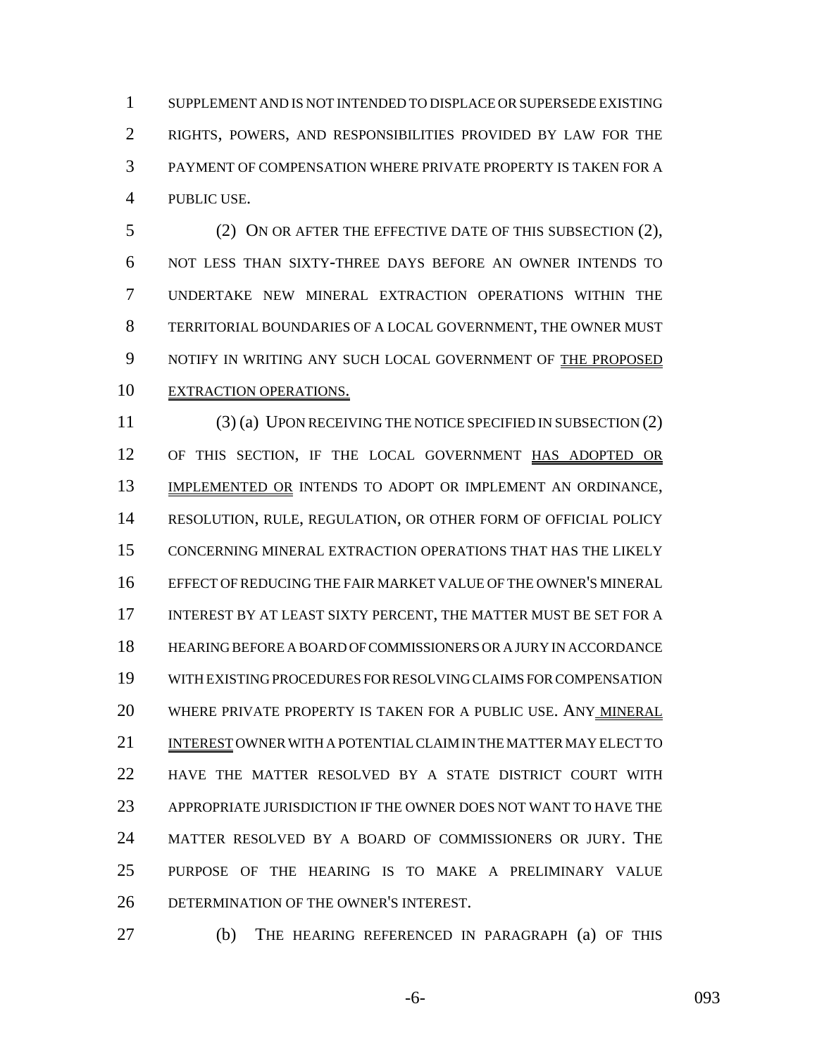SUPPLEMENT AND IS NOT INTENDED TO DISPLACE OR SUPERSEDE EXISTING RIGHTS, POWERS, AND RESPONSIBILITIES PROVIDED BY LAW FOR THE PAYMENT OF COMPENSATION WHERE PRIVATE PROPERTY IS TAKEN FOR A PUBLIC USE.

(2) ON OR AFTER THE EFFECTIVE DATE OF THIS SUBSECTION (2), NOT LESS THAN SIXTY-THREE DAYS BEFORE AN OWNER INTENDS TO UNDERTAKE NEW MINERAL EXTRACTION OPERATIONS WITHIN THE TERRITORIAL BOUNDARIES OF A LOCAL GOVERNMENT, THE OWNER MUST NOTIFY IN WRITING ANY SUCH LOCAL GOVERNMENT OF THE PROPOSED EXTRACTION OPERATIONS.

(3) (a) UPON RECEIVING THE NOTICE SPECIFIED IN SUBSECTION (2) OF THIS SECTION, IF THE LOCAL GOVERNMENT HAS ADOPTED OR IMPLEMENTED OR INTENDS TO ADOPT OR IMPLEMENT AN ORDINANCE, RESOLUTION, RULE, REGULATION, OR OTHER FORM OF OFFICIAL POLICY CONCERNING MINERAL EXTRACTION OPERATIONS THAT HAS THE LIKELY EFFECT OF REDUCING THE FAIR MARKET VALUE OF THE OWNER'S MINERAL INTEREST BY AT LEAST SIXTY PERCENT, THE MATTER MUST BE SET FOR A HEARING BEFORE A BOARD OF COMMISSIONERS OR A JURY IN ACCORDANCE WITH EXISTING PROCEDURES FOR RESOLVING CLAIMS FOR COMPENSATION WHERE PRIVATE PROPERTY IS TAKEN FOR A PUBLIC USE. ANY MINERAL INTEREST OWNER WITH A POTENTIAL CLAIM IN THE MATTER MAY ELECT TO HAVE THE MATTER RESOLVED BY A STATE DISTRICT COURT WITH APPROPRIATE JURISDICTION IF THE OWNER DOES NOT WANT TO HAVE THE MATTER RESOLVED BY A BOARD OF COMMISSIONERS OR JURY. THE PURPOSE OF THE HEARING IS TO MAKE A PRELIMINARY VALUE DETERMINATION OF THE OWNER'S INTEREST.

(b) THE HEARING REFERENCED IN PARAGRAPH (a) OF THIS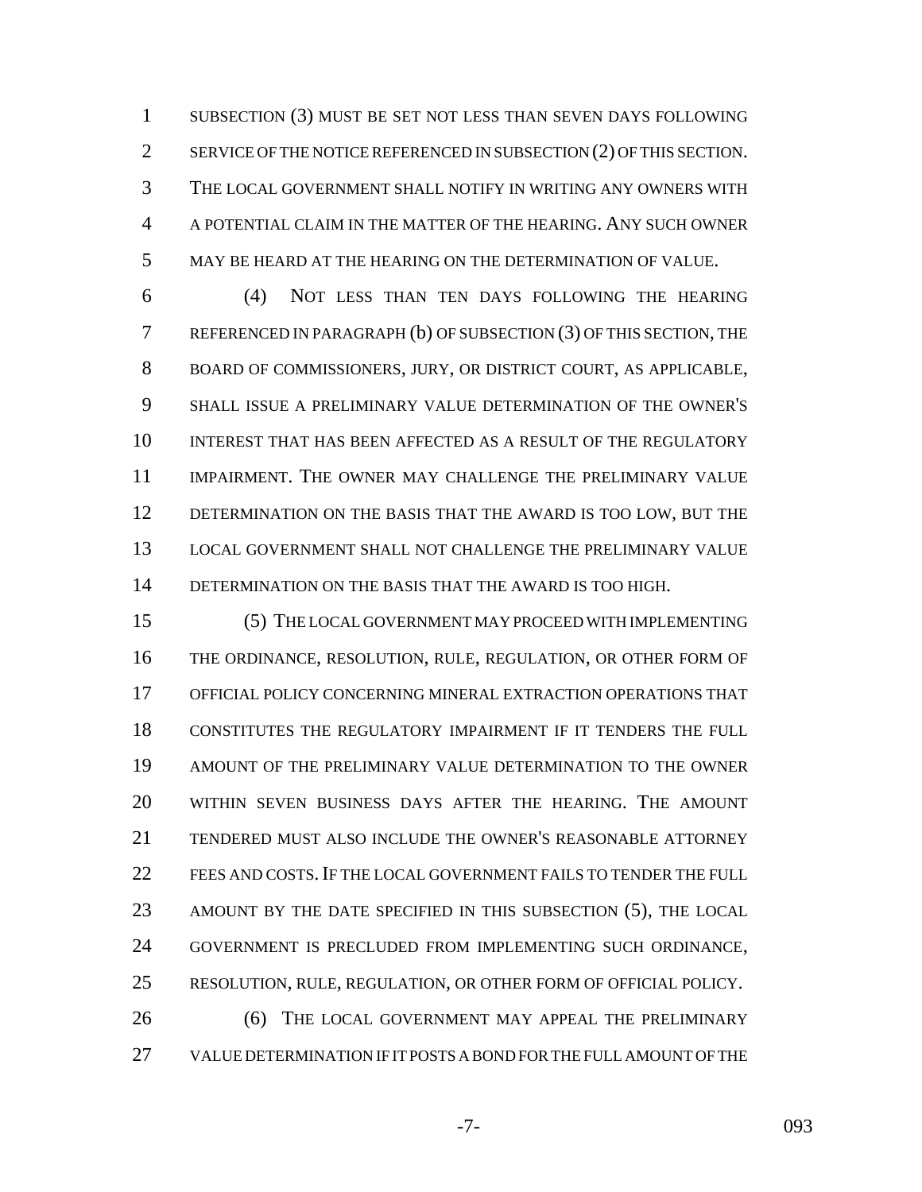SUBSECTION (3) MUST BE SET NOT LESS THAN SEVEN DAYS FOLLOWING SERVICE OF THE NOTICE REFERENCED IN SUBSECTION (2) OF THIS SECTION. THE LOCAL GOVERNMENT SHALL NOTIFY IN WRITING ANY OWNERS WITH A POTENTIAL CLAIM IN THE MATTER OF THE HEARING. ANY SUCH OWNER MAY BE HEARD AT THE HEARING ON THE DETERMINATION OF VALUE.

(4) NOT LESS THAN TEN DAYS FOLLOWING THE HEARING REFERENCED IN PARAGRAPH (b) OF SUBSECTION (3) OF THIS SECTION, THE BOARD OF COMMISSIONERS, JURY, OR DISTRICT COURT, AS APPLICABLE, SHALL ISSUE A PRELIMINARY VALUE DETERMINATION OF THE OWNER'S INTEREST THAT HAS BEEN AFFECTED AS A RESULT OF THE REGULATORY IMPAIRMENT. THE OWNER MAY CHALLENGE THE PRELIMINARY VALUE DETERMINATION ON THE BASIS THAT THE AWARD IS TOO LOW, BUT THE LOCAL GOVERNMENT SHALL NOT CHALLENGE THE PRELIMINARY VALUE DETERMINATION ON THE BASIS THAT THE AWARD IS TOO HIGH.

(5) THE LOCAL GOVERNMENT MAY PROCEED WITH IMPLEMENTING THE ORDINANCE, RESOLUTION, RULE, REGULATION, OR OTHER FORM OF OFFICIAL POLICY CONCERNING MINERAL EXTRACTION OPERATIONS THAT CONSTITUTES THE REGULATORY IMPAIRMENT IF IT TENDERS THE FULL AMOUNT OF THE PRELIMINARY VALUE DETERMINATION TO THE OWNER WITHIN SEVEN BUSINESS DAYS AFTER THE HEARING. THE AMOUNT TENDERED MUST ALSO INCLUDE THE OWNER'S REASONABLE ATTORNEY FEES AND COSTS. IF THE LOCAL GOVERNMENT FAILS TO TENDER THE FULL AMOUNT BY THE DATE SPECIFIED IN THIS SUBSECTION (5), THE LOCAL GOVERNMENT IS PRECLUDED FROM IMPLEMENTING SUCH ORDINANCE, RESOLUTION, RULE, REGULATION, OR OTHER FORM OF OFFICIAL POLICY.

(6) THE LOCAL GOVERNMENT MAY APPEAL THE PRELIMINARY VALUE DETERMINATION IF IT POSTS A BOND FOR THE FULL AMOUNT OF THE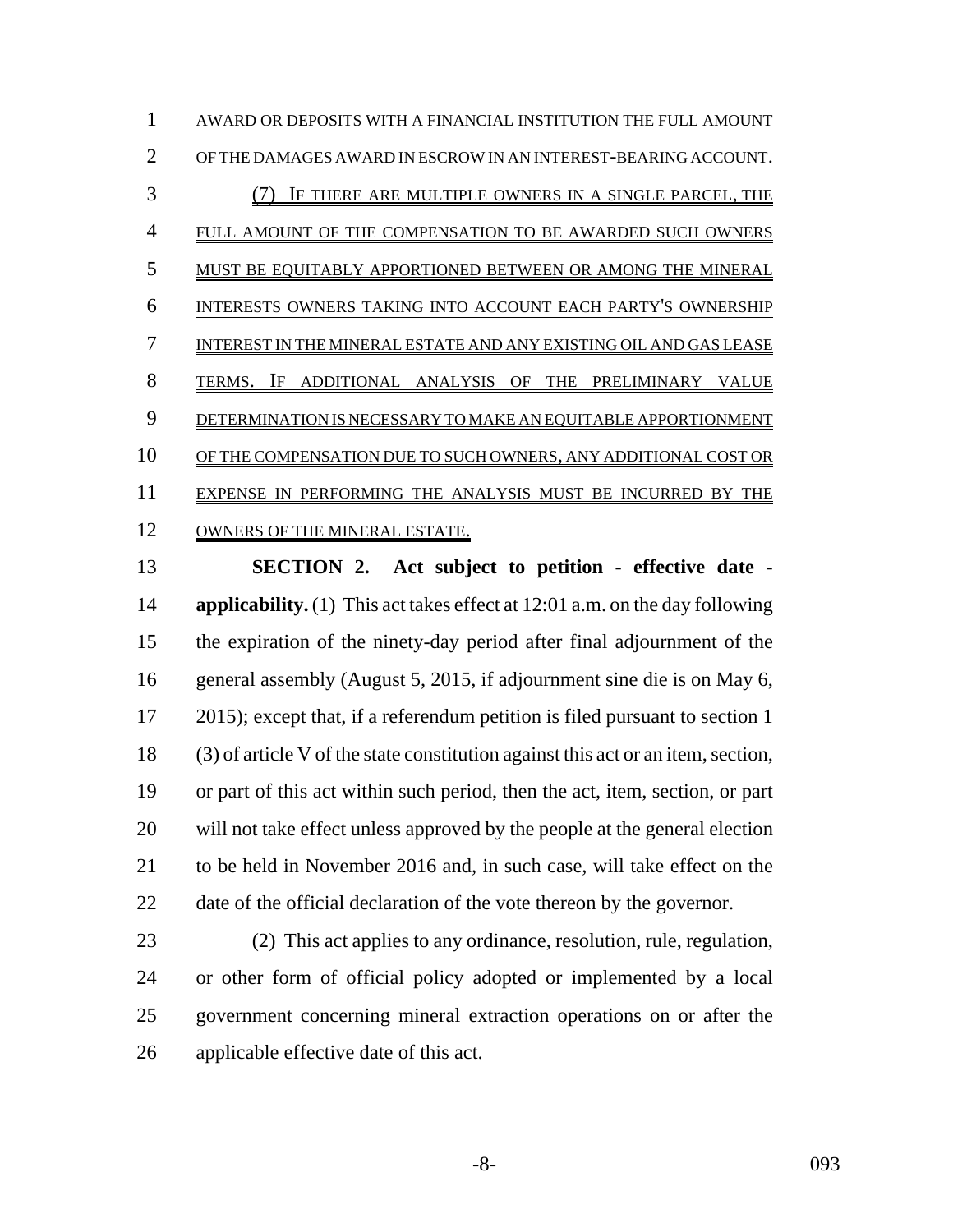AWARD OR DEPOSITS WITH A FINANCIAL INSTITUTION THE FULL AMOUNT OF THE DAMAGES AWARD IN ESCROW IN AN INTEREST-BEARING ACCOUNT.

(7) IF THERE ARE MULTIPLE OWNERS IN A SINGLE PARCEL, THE FULL AMOUNT OF THE COMPENSATION TO BE AWARDED SUCH OWNERS MUST BE EQUITABLY APPORTIONED BETWEEN OR AMONG THE MINERAL INTERESTS OWNERS TAKING INTO ACCOUNT EACH PARTY'S OWNERSHIP INTEREST IN THE MINERAL ESTATE AND ANY EXISTING OIL AND GAS LEASE TERMS. IF ADDITIONAL ANALYSIS OF THE PRELIMINARY VALUE DETERMINATION IS NECESSARY TO MAKE AN EQUITABLE APPORTIONMENT OF THE COMPENSATION DUE TO SUCH OWNERS, ANY ADDITIONAL COST OR EXPENSE IN PERFORMING THE ANALYSIS MUST BE INCURRED BY THE OWNERS OF THE MINERAL ESTATE.

**SECTION 2. Act subject to petition - effective date - applicability.** (1) This act takes effect at 12:01 a.m. on the day following the expiration of the ninety-day period after final adjournment of the general assembly (August 5, 2015, if adjournment sine die is on May 6, 2015); except that, if a referendum petition is filed pursuant to section 1 (3) of article V of the state constitution against this act or an item, section, or part of this act within such period, then the act, item, section, or part will not take effect unless approved by the people at the general election to be held in November 2016 and, in such case, will take effect on the date of the official declaration of the vote thereon by the governor.

(2) This act applies to any ordinance, resolution, rule, regulation, or other form of official policy adopted or implemented by a local government concerning mineral extraction operations on or after the applicable effective date of this act.